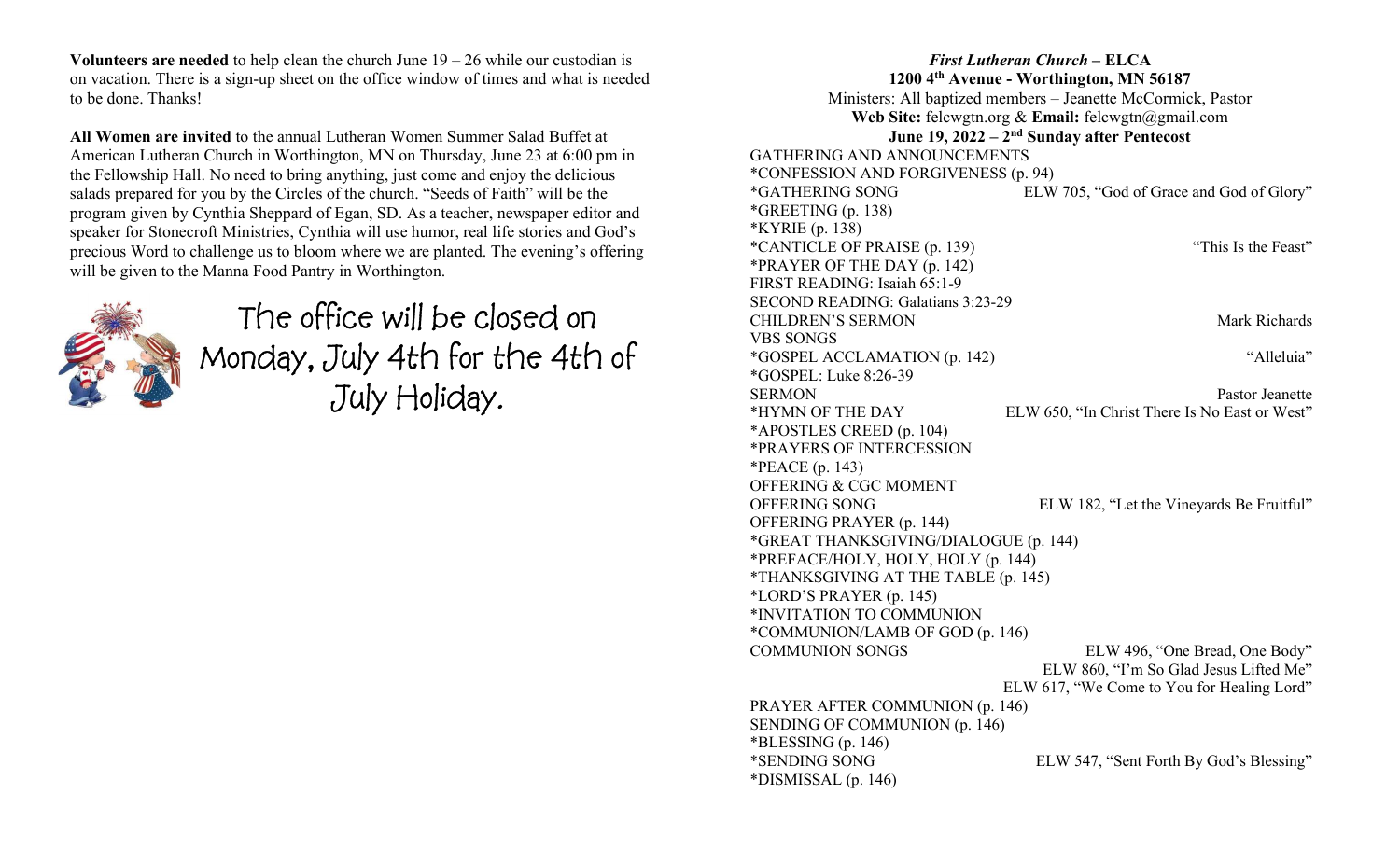**Volunteers are needed** to help clean the church June 19 – 26 while our custodian is on vacation. There is a sign-up sheet on the office window of times and what is needed to be done. Thanks!

**All Women are invited** to the annual Lutheran Women Summer Salad Buffet at American Lutheran Church in Worthington, MN on Thursday, June 23 at 6:00 pm in the Fellowship Hall. No need to bring anything, just come and enjoy the delicious salads prepared for you by the Circles of the church. "Seeds of Faith" will be the program given by Cynthia Sheppard of Egan, SD. As a teacher, newspaper editor and speaker for Stonecroft Ministries, Cynthia will use humor, real life stories and God's precious Word to challenge us to bloom where we are planted. The evening's offering will be given to the Manna Food Pantry in Worthington.

The office will be closed on Monday, July 4th for the 4th of July Holiday.

***First Lutheran Church* – ELCA**
**1200 4th Avenue - Worthington, MN 56187**
Ministers: All baptized members – Jeanette McCormick, Pastor
**Web Site:** felcwgtn.org & **Email:** felcwgtn@gmail.com
**June 19, 2022 – 2nd Sunday after Pentecost**

GATHERING AND ANNOUNCEMENTS
*CONFESSION AND FORGIVENESS (p. 94)
*GATHERING SONG — ELW 705, "God of Grace and God of Glory"
*GREETING (p. 138)
*KYRIE (p. 138)
*CANTICLE OF PRAISE (p. 139) — "This Is the Feast"
*PRAYER OF THE DAY (p. 142)
FIRST READING: Isaiah 65:1-9
SECOND READING: Galatians 3:23-29
CHILDREN'S SERMON — Mark Richards
VBS SONGS
*GOSPEL ACCLAMATION (p. 142) — "Alleluia"
*GOSPEL: Luke 8:26-39
SERMON — Pastor Jeanette
*HYMN OF THE DAY — ELW 650, "In Christ There Is No East or West"
*APOSTLES CREED (p. 104)
*PRAYERS OF INTERCESSION
*PEACE (p. 143)
OFFERING & CGC MOMENT
OFFERING SONG — ELW 182, "Let the Vineyards Be Fruitful"
OFFERING PRAYER (p. 144)
*GREAT THANKSGIVING/DIALOGUE (p. 144)
*PREFACE/HOLY, HOLY, HOLY (p. 144)
*THANKSGIVING AT THE TABLE (p. 145)
*LORD'S PRAYER (p. 145)
*INVITATION TO COMMUNION
*COMMUNION/LAMB OF GOD (p. 146)
COMMUNION SONGS — ELW 496, "One Bread, One Body"
ELW 860, "I'm So Glad Jesus Lifted Me"
ELW 617, "We Come to You for Healing Lord"
PRAYER AFTER COMMUNION (p. 146)
SENDING OF COMMUNION (p. 146)
*BLESSING (p. 146)
*SENDING SONG — ELW 547, "Sent Forth By God's Blessing"
*DISMISSAL (p. 146)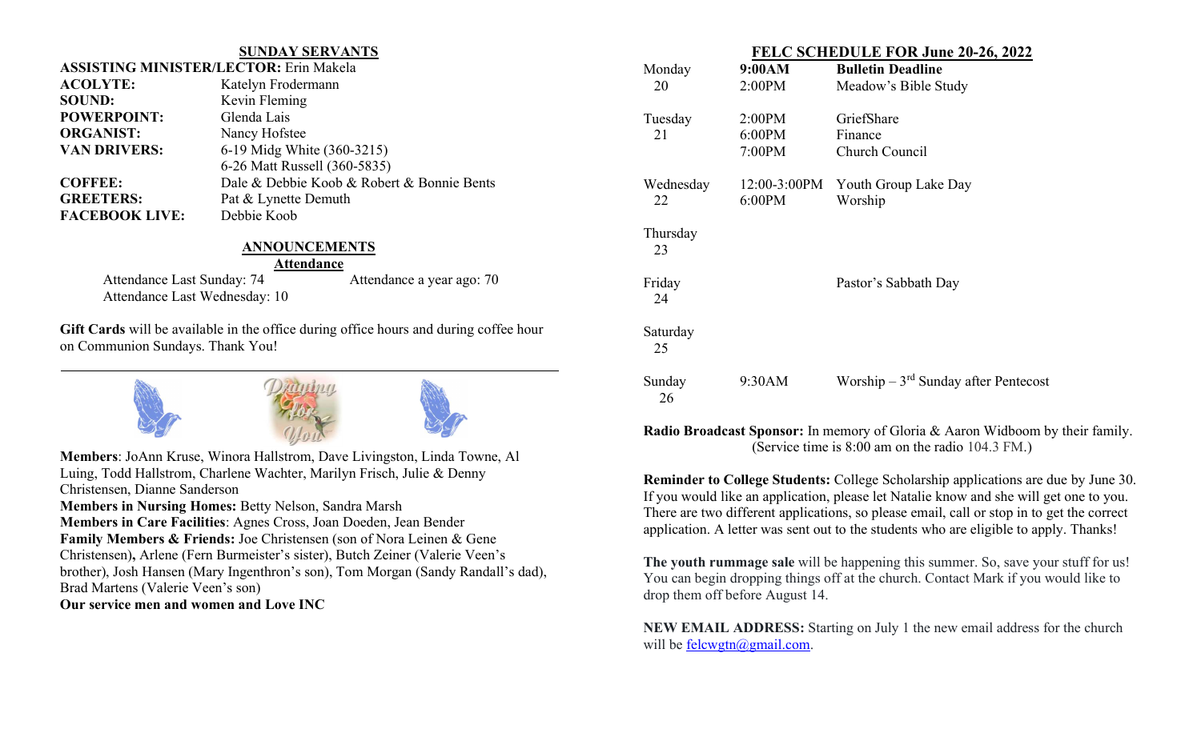## SUNDAY SERVANTS

**ASSISTING MINISTER/LECTOR:** Erin Makela

| | |
|---|---|
| **ACOLYTE:** | Katelyn Frodermann |
| **SOUND:** | Kevin Fleming |
| **POWERPOINT:** | Glenda Lais |
| **ORGANIST:** | Nancy Hofstee |
| **VAN DRIVERS:** | 6-19 Midg White (360-3215)<br>6-26 Matt Russell (360-5835) |
| **COFFEE:** | Dale & Debbie Koob & Robert & Bonnie Bents |
| **GREETERS:** | Pat & Lynette Demuth |
| **FACEBOOK LIVE:** | Debbie Koob |

## ANNOUNCEMENTS

### Attendance

Attendance Last Sunday: 74 Attendance a year ago: 70
Attendance Last Wednesday: 10

**Gift Cards** will be available in the office during office hours and during coffee hour on Communion Sundays. Thank You!

---

**Members**: JoAnn Kruse, Winora Hallstrom, Dave Livingston, Linda Towne, Al Luing, Todd Hallstrom, Charlene Wachter, Marilyn Frisch, Julie & Denny Christensen, Dianne Sanderson
**Members in Nursing Homes:** Betty Nelson, Sandra Marsh
**Members in Care Facilities**: Agnes Cross, Joan Doeden, Jean Bender
**Family Members & Friends:** Joe Christensen (son of Nora Leinen & Gene Christensen), Arlene (Fern Burmeister's sister), Butch Zeiner (Valerie Veen's brother), Josh Hansen (Mary Ingenthron's son), Tom Morgan (Sandy Randall's dad), Brad Martens (Valerie Veen's son)
**Our service men and women and Love INC**

## FELC SCHEDULE FOR June 20-26, 2022

| | | |
|---|---|---|
| Monday 20 | **9:00AM**<br>2:00PM | **Bulletin Deadline**<br>Meadow's Bible Study |
| Tuesday 21 | 2:00PM<br>6:00PM<br>7:00PM | GriefShare<br>Finance<br>Church Council |
| Wednesday 22 | 12:00-3:00PM<br>6:00PM | Youth Group Lake Day<br>Worship |
| Thursday 23 | | |
| Friday 24 | | Pastor's Sabbath Day |
| Saturday 25 | | |
| Sunday 26 | 9:30AM | Worship – 3rd Sunday after Pentecost |

**Radio Broadcast Sponsor:** In memory of Gloria & Aaron Widboom by their family. (Service time is 8:00 am on the radio 104.3 FM.)

**Reminder to College Students:** College Scholarship applications are due by June 30. If you would like an application, please let Natalie know and she will get one to you. There are two different applications, so please email, call or stop in to get the correct application. A letter was sent out to the students who are eligible to apply. Thanks!

**The youth rummage sale** will be happening this summer. So, save your stuff for us! You can begin dropping things off at the church. Contact Mark if you would like to drop them off before August 14.

**NEW EMAIL ADDRESS:** Starting on July 1 the new email address for the church will be felcwgtn@gmail.com.